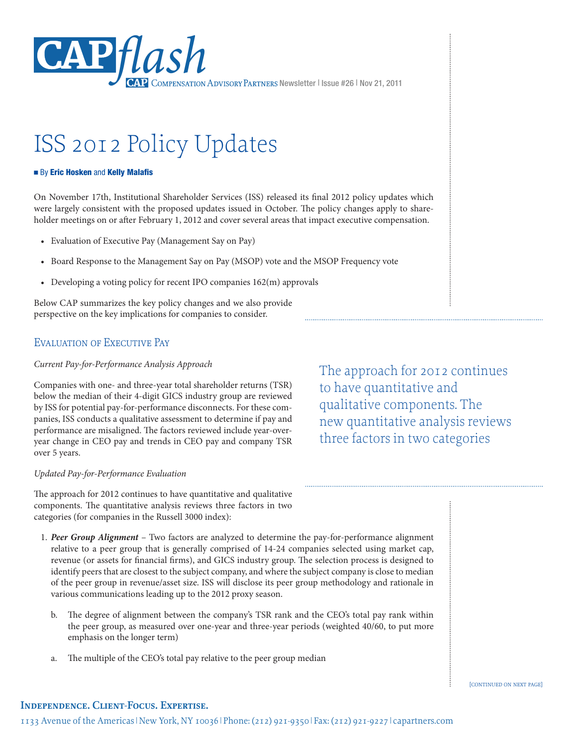CAPflash — CAP Compensation Advisory Partners Newsletter | Issue #26 | Nov 21, 2011

# ISS 2012 Policy Updates

■ By **Eric Hosken** and **Kelly Malafis**

On November 17th, Institutional Shareholder Services (ISS) released its final 2012 policy updates which were largely consistent with the proposed updates issued in October. The policy changes apply to shareholder meetings on or after February 1, 2012 and cover several areas that impact executive compensation.

- Evaluation of Executive Pay (Management Say on Pay)
- Board Response to the Management Say on Pay (MSOP) vote and the MSOP Frequency vote
- Developing a voting policy for recent IPO companies 162(m) approvals

Below CAP summarizes the key policy changes and we also provide perspective on the key implications for companies to consider.

## Evaluation of Executive Pay

*Current Pay-for-Performance Analysis Approach*

Companies with one- and three-year total shareholder returns (TSR) below the median of their 4-digit GICS industry group are reviewed by ISS for potential pay-for-performance disconnects. For these companies, ISS conducts a qualitative assessment to determine if pay and performance are misaligned. The factors reviewed include year-over-year change in CEO pay and trends in CEO pay and company TSR over 5 years.

> The approach for 2012 continues to have quantitative and qualitative components. The new quantitative analysis reviews three factors in two categories

*Updated Pay-for-Performance Evaluation*

The approach for 2012 continues to have quantitative and qualitative components. The quantitative analysis reviews three factors in two categories (for companies in the Russell 3000 index):

1. ***Peer Group Alignment*** – Two factors are analyzed to determine the pay-for-performance alignment relative to a peer group that is generally comprised of 14-24 companies selected using market cap, revenue (or assets for financial firms), and GICS industry group. The selection process is designed to identify peers that are closest to the subject company, and where the subject company is close to median of the peer group in revenue/asset size. ISS will disclose its peer group methodology and rationale in various communications leading up to the 2012 proxy season.

   b. The degree of alignment between the company's TSR rank and the CEO's total pay rank within the peer group, as measured over one-year and three-year periods (weighted 40/60, to put more emphasis on the longer term)

   a. The multiple of the CEO's total pay relative to the peer group median

[continued on next page]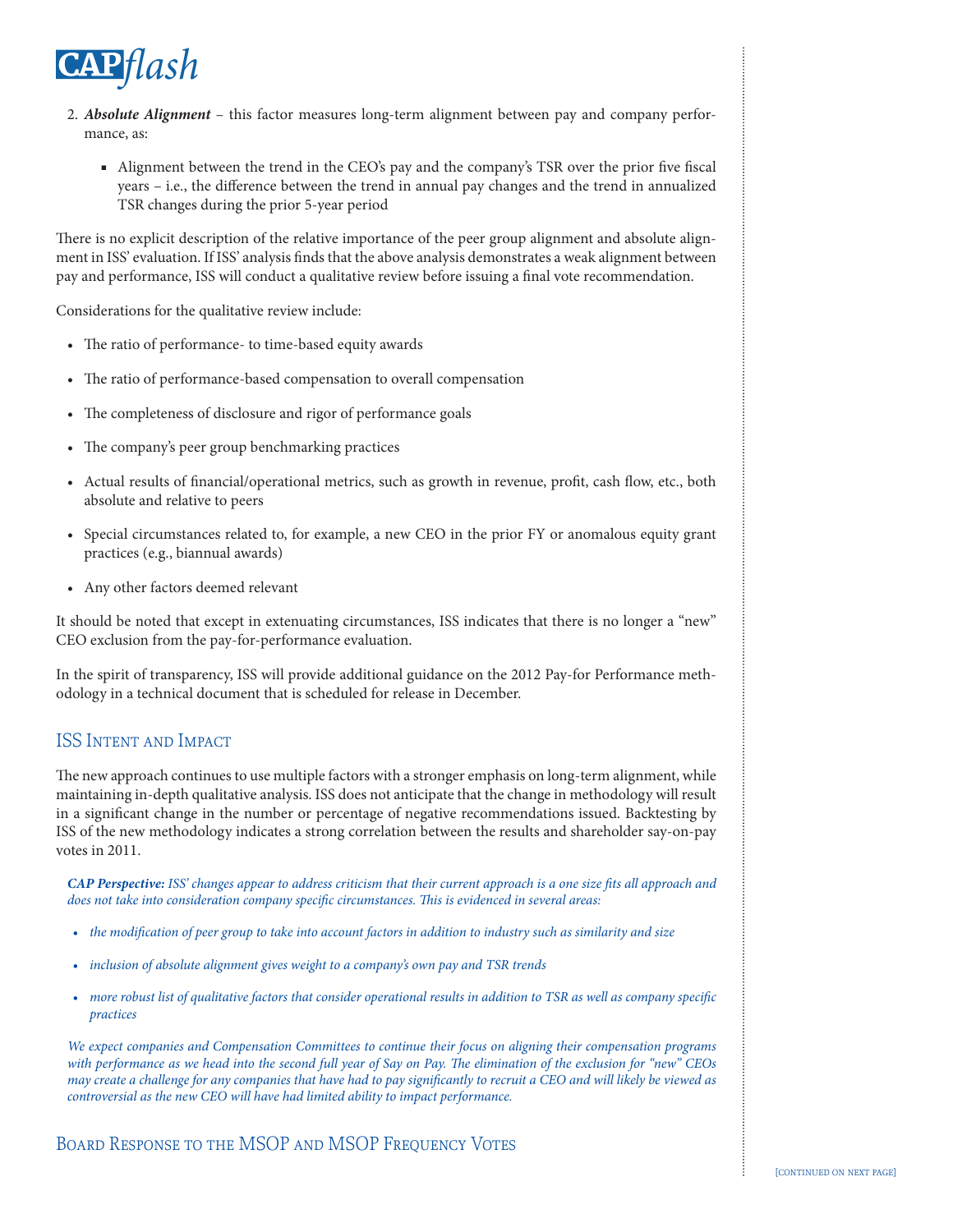2. ***Absolute Alignment*** – this factor measures long-term alignment between pay and company performance, as:

   - Alignment between the trend in the CEO's pay and the company's TSR over the prior five fiscal years – i.e., the difference between the trend in annual pay changes and the trend in annualized TSR changes during the prior 5-year period

There is no explicit description of the relative importance of the peer group alignment and absolute alignment in ISS' evaluation. If ISS' analysis finds that the above analysis demonstrates a weak alignment between pay and performance, ISS will conduct a qualitative review before issuing a final vote recommendation.

Considerations for the qualitative review include:

- The ratio of performance- to time-based equity awards
- The ratio of performance-based compensation to overall compensation
- The completeness of disclosure and rigor of performance goals
- The company's peer group benchmarking practices
- Actual results of financial/operational metrics, such as growth in revenue, profit, cash flow, etc., both absolute and relative to peers
- Special circumstances related to, for example, a new CEO in the prior FY or anomalous equity grant practices (e.g., biannual awards)
- Any other factors deemed relevant

It should be noted that except in extenuating circumstances, ISS indicates that there is no longer a "new" CEO exclusion from the pay-for-performance evaluation.

In the spirit of transparency, ISS will provide additional guidance on the 2012 Pay-for Performance methodology in a technical document that is scheduled for release in December.

## ISS Intent and Impact

The new approach continues to use multiple factors with a stronger emphasis on long-term alignment, while maintaining in-depth qualitative analysis. ISS does not anticipate that the change in methodology will result in a significant change in the number or percentage of negative recommendations issued. Backtesting by ISS of the new methodology indicates a strong correlation between the results and shareholder say-on-pay votes in 2011.

***CAP Perspective:*** *ISS' changes appear to address criticism that their current approach is a one size fits all approach and does not take into consideration company specific circumstances. This is evidenced in several areas:*

- *the modification of peer group to take into account factors in addition to industry such as similarity and size*
- *inclusion of absolute alignment gives weight to a company's own pay and TSR trends*
- *more robust list of qualitative factors that consider operational results in addition to TSR as well as company specific practices*

*We expect companies and Compensation Committees to continue their focus on aligning their compensation programs with performance as we head into the second full year of Say on Pay. The elimination of the exclusion for "new" CEOs may create a challenge for any companies that have had to pay significantly to recruit a CEO and will likely be viewed as controversial as the new CEO will have had limited ability to impact performance.*

## Board Response to the MSOP and MSOP Frequency Votes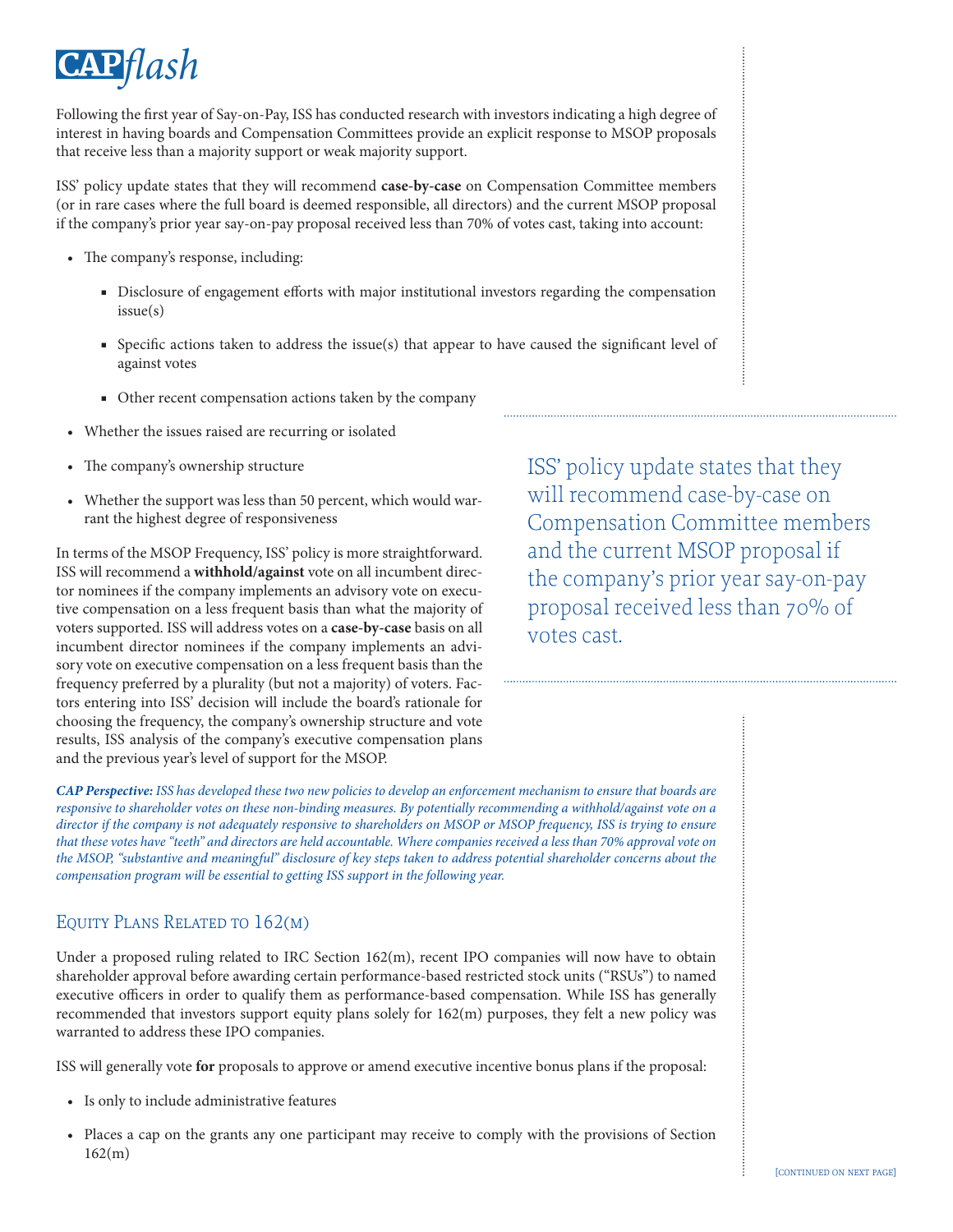Following the first year of Say-on-Pay, ISS has conducted research with investors indicating a high degree of interest in having boards and Compensation Committees provide an explicit response to MSOP proposals that receive less than a majority support or weak majority support.

ISS' policy update states that they will recommend **case-by-case** on Compensation Committee members (or in rare cases where the full board is deemed responsible, all directors) and the current MSOP proposal if the company's prior year say-on-pay proposal received less than 70% of votes cast, taking into account:

- The company's response, including:
  - Disclosure of engagement efforts with major institutional investors regarding the compensation issue(s)
  - Specific actions taken to address the issue(s) that appear to have caused the significant level of against votes
  - Other recent compensation actions taken by the company
- Whether the issues raised are recurring or isolated
- The company's ownership structure
- Whether the support was less than 50 percent, which would warrant the highest degree of responsiveness

> ISS' policy update states that they will recommend case-by-case on Compensation Committee members and the current MSOP proposal if the company's prior year say-on-pay proposal received less than 70% of votes cast.

In terms of the MSOP Frequency, ISS' policy is more straightforward. ISS will recommend a **withhold/against** vote on all incumbent director nominees if the company implements an advisory vote on executive compensation on a less frequent basis than what the majority of voters supported. ISS will address votes on a **case-by-case** basis on all incumbent director nominees if the company implements an advisory vote on executive compensation on a less frequent basis than the frequency preferred by a plurality (but not a majority) of voters. Factors entering into ISS' decision will include the board's rationale for choosing the frequency, the company's ownership structure and vote results, ISS analysis of the company's executive compensation plans and the previous year's level of support for the MSOP.

***CAP Perspective:*** *ISS has developed these two new policies to develop an enforcement mechanism to ensure that boards are responsive to shareholder votes on these non-binding measures. By potentially recommending a withhold/against vote on a director if the company is not adequately responsive to shareholders on MSOP or MSOP frequency, ISS is trying to ensure that these votes have "teeth" and directors are held accountable. Where companies received a less than 70% approval vote on the MSOP, "substantive and meaningful" disclosure of key steps taken to address potential shareholder concerns about the compensation program will be essential to getting ISS support in the following year.*

## Equity Plans Related to 162(m)

Under a proposed ruling related to IRC Section 162(m), recent IPO companies will now have to obtain shareholder approval before awarding certain performance-based restricted stock units ("RSUs") to named executive officers in order to qualify them as performance-based compensation. While ISS has generally recommended that investors support equity plans solely for 162(m) purposes, they felt a new policy was warranted to address these IPO companies.

ISS will generally vote **for** proposals to approve or amend executive incentive bonus plans if the proposal:

- Is only to include administrative features
- Places a cap on the grants any one participant may receive to comply with the provisions of Section 162(m)

[continued on next page]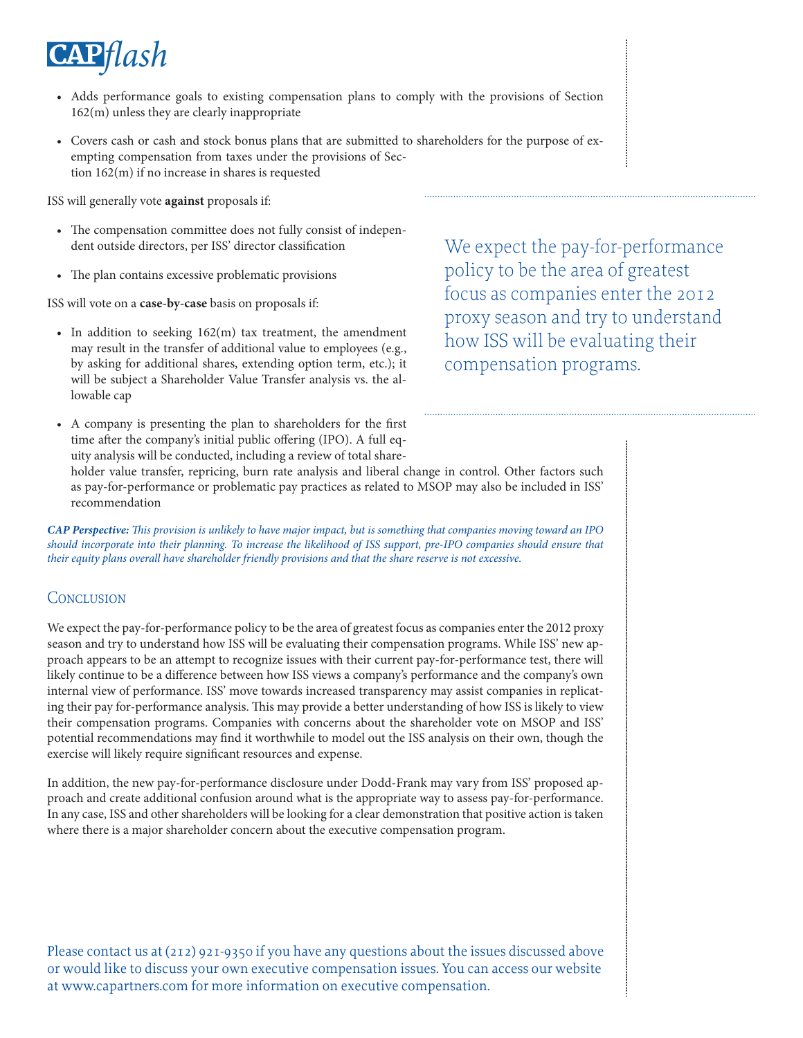- Adds performance goals to existing compensation plans to comply with the provisions of Section 162(m) unless they are clearly inappropriate
- Covers cash or cash and stock bonus plans that are submitted to shareholders for the purpose of exempting compensation from taxes under the provisions of Section 162(m) if no increase in shares is requested

ISS will generally vote **against** proposals if:

- The compensation committee does not fully consist of independent outside directors, per ISS' director classification
- The plan contains excessive problematic provisions

ISS will vote on a **case-by-case** basis on proposals if:

- In addition to seeking 162(m) tax treatment, the amendment may result in the transfer of additional value to employees (e.g., by asking for additional shares, extending option term, etc.); it will be subject a Shareholder Value Transfer analysis vs. the allowable cap
- A company is presenting the plan to shareholders for the first time after the company's initial public offering (IPO). A full equity analysis will be conducted, including a review of total shareholder value transfer, repricing, burn rate analysis and liberal change in control. Other factors such as pay-for-performance or problematic pay practices as related to MSOP may also be included in ISS' recommendation

> We expect the pay-for-performance policy to be the area of greatest focus as companies enter the 2012 proxy season and try to understand how ISS will be evaluating their compensation programs.

***CAP Perspective:*** *This provision is unlikely to have major impact, but is something that companies moving toward an IPO should incorporate into their planning. To increase the likelihood of ISS support, pre-IPO companies should ensure that their equity plans overall have shareholder friendly provisions and that the share reserve is not excessive.*

## Conclusion

We expect the pay-for-performance policy to be the area of greatest focus as companies enter the 2012 proxy season and try to understand how ISS will be evaluating their compensation programs. While ISS' new approach appears to be an attempt to recognize issues with their current pay-for-performance test, there will likely continue to be a difference between how ISS views a company's performance and the company's own internal view of performance. ISS' move towards increased transparency may assist companies in replicating their pay for-performance analysis. This may provide a better understanding of how ISS is likely to view their compensation programs. Companies with concerns about the shareholder vote on MSOP and ISS' potential recommendations may find it worthwhile to model out the ISS analysis on their own, though the exercise will likely require significant resources and expense.

In addition, the new pay-for-performance disclosure under Dodd-Frank may vary from ISS' proposed approach and create additional confusion around what is the appropriate way to assess pay-for-performance. In any case, ISS and other shareholders will be looking for a clear demonstration that positive action is taken where there is a major shareholder concern about the executive compensation program.

Please contact us at (212) 921-9350 if you have any questions about the issues discussed above or would like to discuss your own executive compensation issues. You can access our website at www.capartners.com for more information on executive compensation.